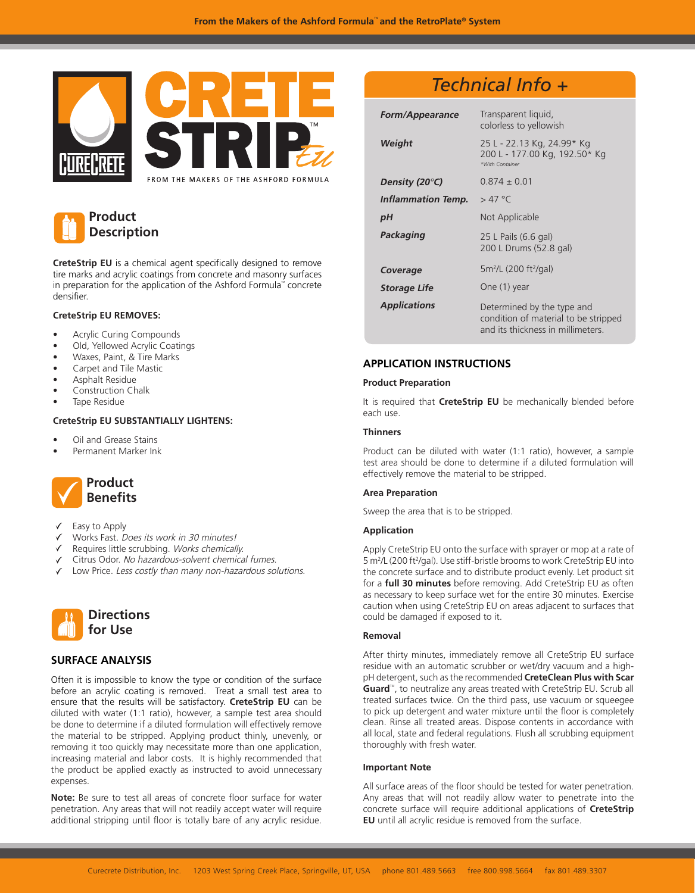From the Makers of the Ashford Formula™ and the RetroPlate® System

# CRETE STRIP™ EU

FROM THE MAKERS OF THE ASHFORD FORMULA

## Product Description

**CreteStrip EU** is a chemical agent specifically designed to remove tire marks and acrylic coatings from concrete and masonry surfaces in preparation for the application of the Ashford Formula™ concrete densifier.

**CreteStrip EU REMOVES:**

- Acrylic Curing Compounds
- Old, Yellowed Acrylic Coatings
- Waxes, Paint, & Tire Marks
- Carpet and Tile Mastic
- Asphalt Residue
- Construction Chalk
- Tape Residue

**CreteStrip EU SUBSTANTIALLY LIGHTENS:**

- Oil and Grease Stains
- Permanent Marker Ink

## Product Benefits

- ✓ Easy to Apply
- ✓ Works Fast. *Does its work in 30 minutes!*
- ✓ Requires little scrubbing. *Works chemically.*
- ✓ Citrus Odor. *No hazardous-solvent chemical fumes.*
- ✓ Low Price. *Less costly than many non-hazardous solutions.*

## Directions for Use

### SURFACE ANALYSIS

Often it is impossible to know the type or condition of the surface before an acrylic coating is removed. Treat a small test area to ensure that the results will be satisfactory. **CreteStrip EU** can be diluted with water (1:1 ratio), however, a sample test area should be done to determine if a diluted formulation will effectively remove the material to be stripped. Applying product thinly, unevenly, or removing it too quickly may necessitate more than one application, increasing material and labor costs. It is highly recommended that the product be applied exactly as instructed to avoid unnecessary expenses.

**Note:** Be sure to test all areas of concrete floor surface for water penetration. Any areas that will not readily accept water will require additional stripping until floor is totally bare of any acrylic residue.

## Technical Info +

| | |
|---|---|
| ***Form/Appearance*** | Transparent liquid, colorless to yellowish |
| ***Weight*** | 25 L - 22.13 Kg, 24.99* Kg<br>200 L - 177.00 Kg, 192.50* Kg<br>*With Container |
| ***Density (20°C)*** | 0.874 ± 0.01 |
| ***Inflammation Temp.*** | > 47 °C |
| ***pH*** | Not Applicable |
| ***Packaging*** | 25 L Pails (6.6 gal)<br>200 L Drums (52.8 gal) |
| ***Coverage*** | $5 m^2/L$ ($200 ft^2/gal$) |
| ***Storage Life*** | One (1) year |
| ***Applications*** | Determined by the type and condition of material to be stripped and its thickness in millimeters. |

### APPLICATION INSTRUCTIONS

**Product Preparation**

It is required that **CreteStrip EU** be mechanically blended before each use.

**Thinners**

Product can be diluted with water (1:1 ratio), however, a sample test area should be done to determine if a diluted formulation will effectively remove the material to be stripped.

**Area Preparation**

Sweep the area that is to be stripped.

**Application**

Apply CreteStrip EU onto the surface with sprayer or mop at a rate of $5 m^2/L$ ($200 ft^2/gal$). Use stiff-bristle brooms to work CreteStrip EU into the concrete surface and to distribute product evenly. Let product sit for a **full 30 minutes** before removing. Add CreteStrip EU as often as necessary to keep surface wet for the entire 30 minutes. Exercise caution when using CreteStrip EU on areas adjacent to surfaces that could be damaged if exposed to it.

**Removal**

After thirty minutes, immediately remove all CreteStrip EU surface residue with an automatic scrubber or wet/dry vacuum and a high-pH detergent, such as the recommended **CreteClean Plus with Scar Guard**™, to neutralize any areas treated with CreteStrip EU. Scrub all treated surfaces twice. On the third pass, use vacuum or squeegee to pick up detergent and water mixture until the floor is completely clean. Rinse all treated areas. Dispose contents in accordance with all local, state and federal regulations. Flush all scrubbing equipment thoroughly with fresh water.

**Important Note**

All surface areas of the floor should be tested for water penetration. Any areas that will not readily allow water to penetrate into the concrete surface will require additional applications of **CreteStrip EU** until all acrylic residue is removed from the surface.

Curecrete Distribution, Inc. 1203 West Spring Creek Place, Springville, UT, USA phone 801.489.5663 free 800.998.5664 fax 801.489.3307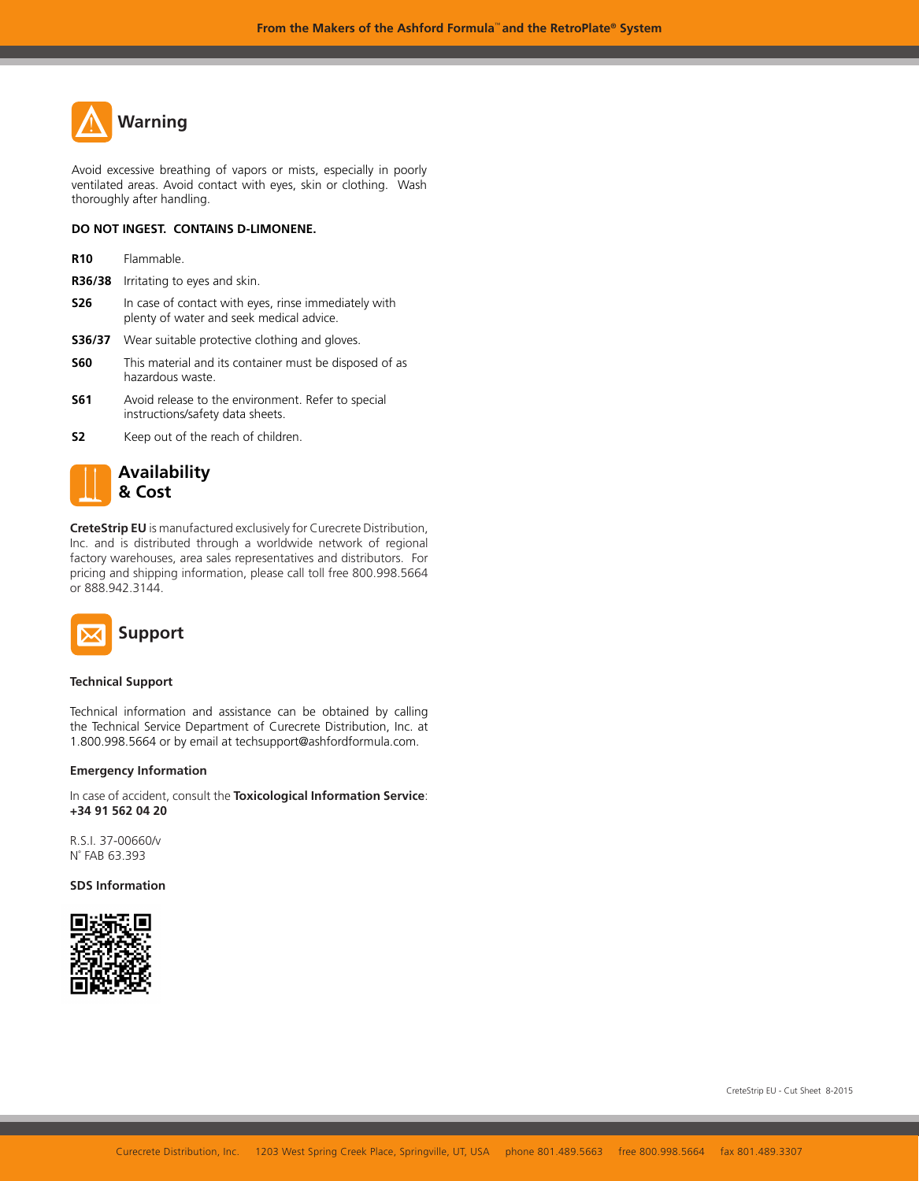## Warning

Avoid excessive breathing of vapors or mists, especially in poorly ventilated areas. Avoid contact with eyes, skin or clothing. Wash thoroughly after handling.

**DO NOT INGEST. CONTAINS D-LIMONENE.**

| | |
|---|---|
| **R10** | Flammable. |
| **R36/38** | Irritating to eyes and skin. |
| **S26** | In case of contact with eyes, rinse immediately with plenty of water and seek medical advice. |
| **S36/37** | Wear suitable protective clothing and gloves. |
| **S60** | This material and its container must be disposed of as hazardous waste. |
| **S61** | Avoid release to the environment. Refer to special instructions/safety data sheets. |
| **S2** | Keep out of the reach of children. |

## Availability & Cost

**CreteStrip EU** is manufactured exclusively for Curecrete Distribution, Inc. and is distributed through a worldwide network of regional factory warehouses, area sales representatives and distributors. For pricing and shipping information, please call toll free 800.998.5664 or 888.942.3144.

## Support

### Technical Support

Technical information and assistance can be obtained by calling the Technical Service Department of Curecrete Distribution, Inc. at 1.800.998.5664 or by email at techsupport@ashfordformula.com.

### Emergency Information

In case of accident, consult the **Toxicological Information Service**: **+34 91 562 04 20**

R.S.I. 37-00660/v
N° FAB 63.393

### SDS Information

CreteStrip EU - Cut Sheet 8-2015